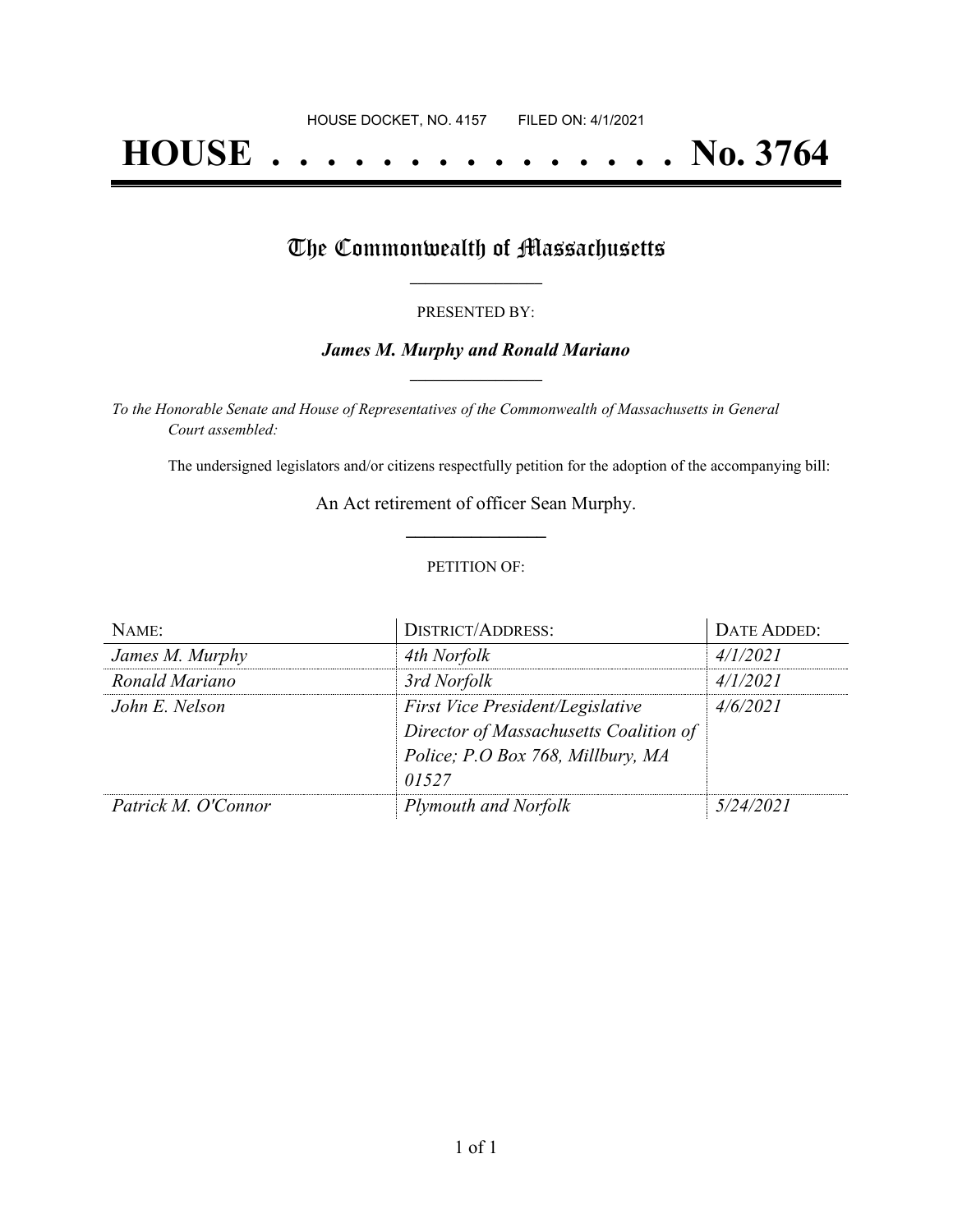HOUSE DOCKET, NO. 4157 FILED ON: 4/1/2021

# HOUSE . . . . . . . . . . . . . . . No. 3764

## The Commonwealth of Massachusetts

PRESENTED BY:

***James M. Murphy and Ronald Mariano***

*To the Honorable Senate and House of Representatives of the Commonwealth of Massachusetts in General Court assembled:*

The undersigned legislators and/or citizens respectfully petition for the adoption of the accompanying bill:

An Act retirement of officer Sean Murphy.

PETITION OF:

| NAME: | DISTRICT/ADDRESS: | DATE ADDED: |
|---|---|---|
| *James M. Murphy* | *4th Norfolk* | *4/1/2021* |
| *Ronald Mariano* | *3rd Norfolk* | *4/1/2021* |
| *John E. Nelson* | *First Vice President/Legislative Director of Massachusetts Coalition of Police; P.O Box 768, Millbury, MA 01527* | *4/6/2021* |
| *Patrick M. O'Connor* | *Plymouth and Norfolk* | *5/24/2021* |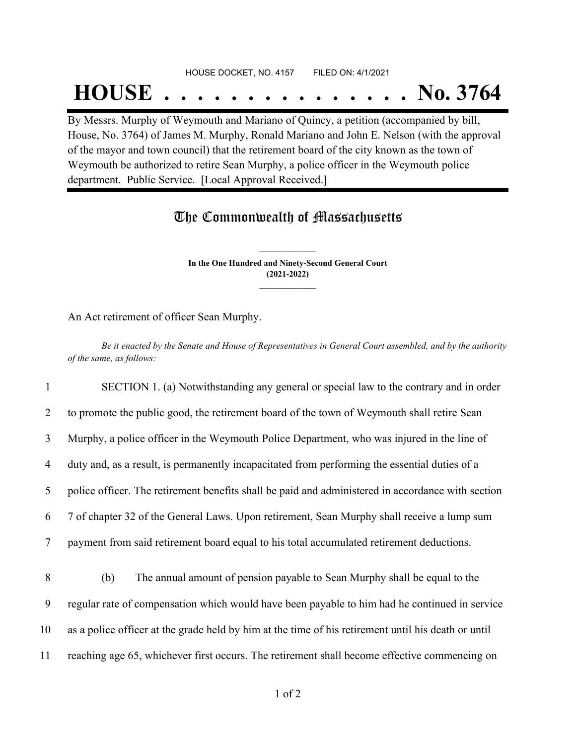HOUSE DOCKET, NO. 4157        FILED ON: 4/1/2021

# HOUSE . . . . . . . . . . . . . . . No. 3764

By Messrs. Murphy of Weymouth and Mariano of Quincy, a petition (accompanied by bill, House, No. 3764) of James M. Murphy, Ronald Mariano and John E. Nelson (with the approval of the mayor and town council) that the retirement board of the city known as the town of Weymouth be authorized to retire Sean Murphy, a police officer in the Weymouth police department. Public Service. [Local Approval Received.]

## The Commonwealth of Massachusetts

**In the One Hundred and Ninety-Second General Court**
**(2021-2022)**

An Act retirement of officer Sean Murphy.

*Be it enacted by the Senate and House of Representatives in General Court assembled, and by the authority of the same, as follows:*

1 SECTION 1. (a) Notwithstanding any general or special law to the contrary and in order
2 to promote the public good, the retirement board of the town of Weymouth shall retire Sean
3 Murphy, a police officer in the Weymouth Police Department, who was injured in the line of
4 duty and, as a result, is permanently incapacitated from performing the essential duties of a
5 police officer. The retirement benefits shall be paid and administered in accordance with section
6 7 of chapter 32 of the General Laws. Upon retirement, Sean Murphy shall receive a lump sum
7 payment from said retirement board equal to his total accumulated retirement deductions.

8 (b) The annual amount of pension payable to Sean Murphy shall be equal to the
9 regular rate of compensation which would have been payable to him had he continued in service
10 as a police officer at the grade held by him at the time of his retirement until his death or until
11 reaching age 65, whichever first occurs. The retirement shall become effective commencing on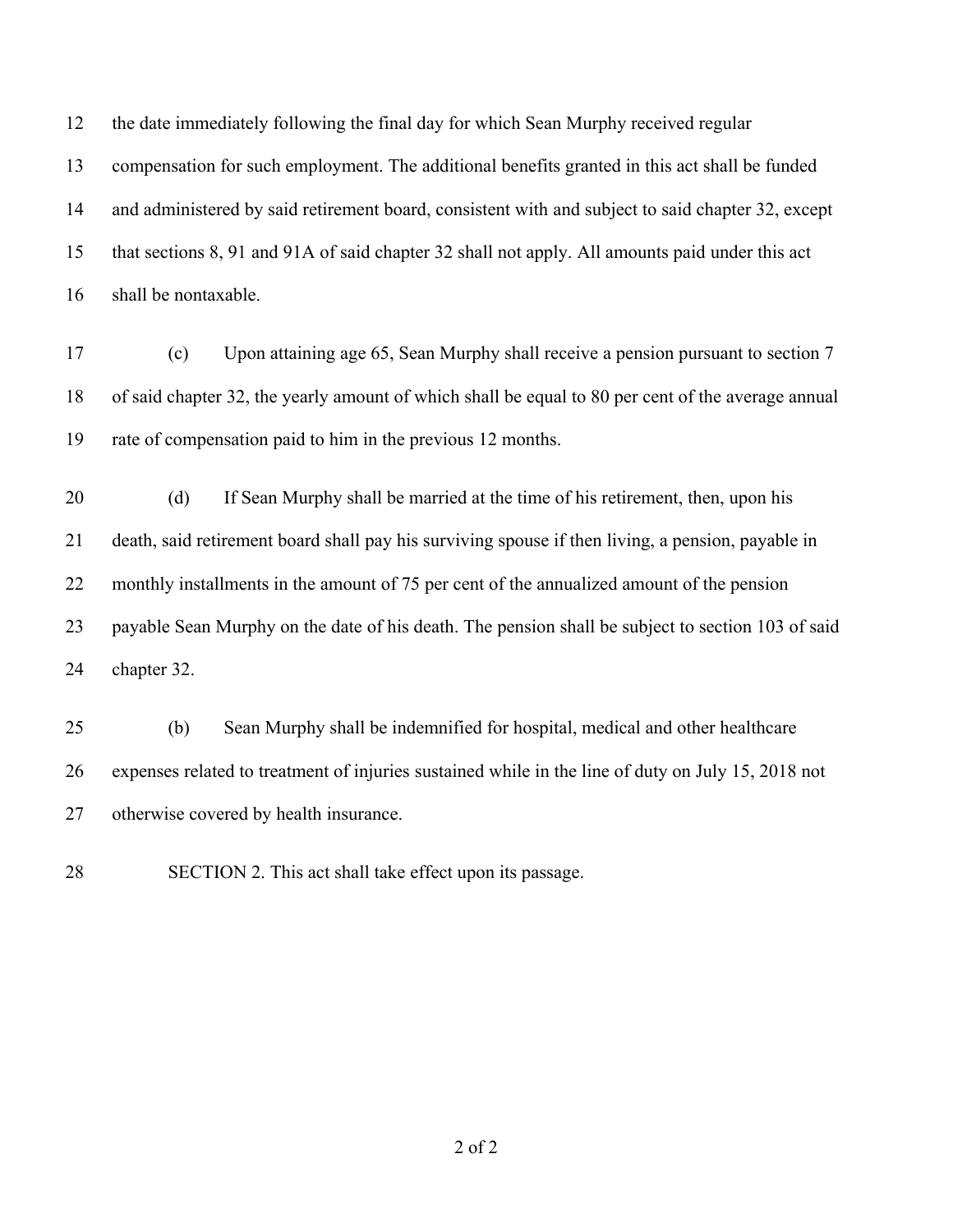the date immediately following the final day for which Sean Murphy received regular compensation for such employment. The additional benefits granted in this act shall be funded and administered by said retirement board, consistent with and subject to said chapter 32, except that sections 8, 91 and 91A of said chapter 32 shall not apply. All amounts paid under this act shall be nontaxable.

(c) Upon attaining age 65, Sean Murphy shall receive a pension pursuant to section 7 of said chapter 32, the yearly amount of which shall be equal to 80 per cent of the average annual rate of compensation paid to him in the previous 12 months.

(d) If Sean Murphy shall be married at the time of his retirement, then, upon his death, said retirement board shall pay his surviving spouse if then living, a pension, payable in monthly installments in the amount of 75 per cent of the annualized amount of the pension payable Sean Murphy on the date of his death. The pension shall be subject to section 103 of said chapter 32.

(b) Sean Murphy shall be indemnified for hospital, medical and other healthcare expenses related to treatment of injuries sustained while in the line of duty on July 15, 2018 not otherwise covered by health insurance.

SECTION 2. This act shall take effect upon its passage.